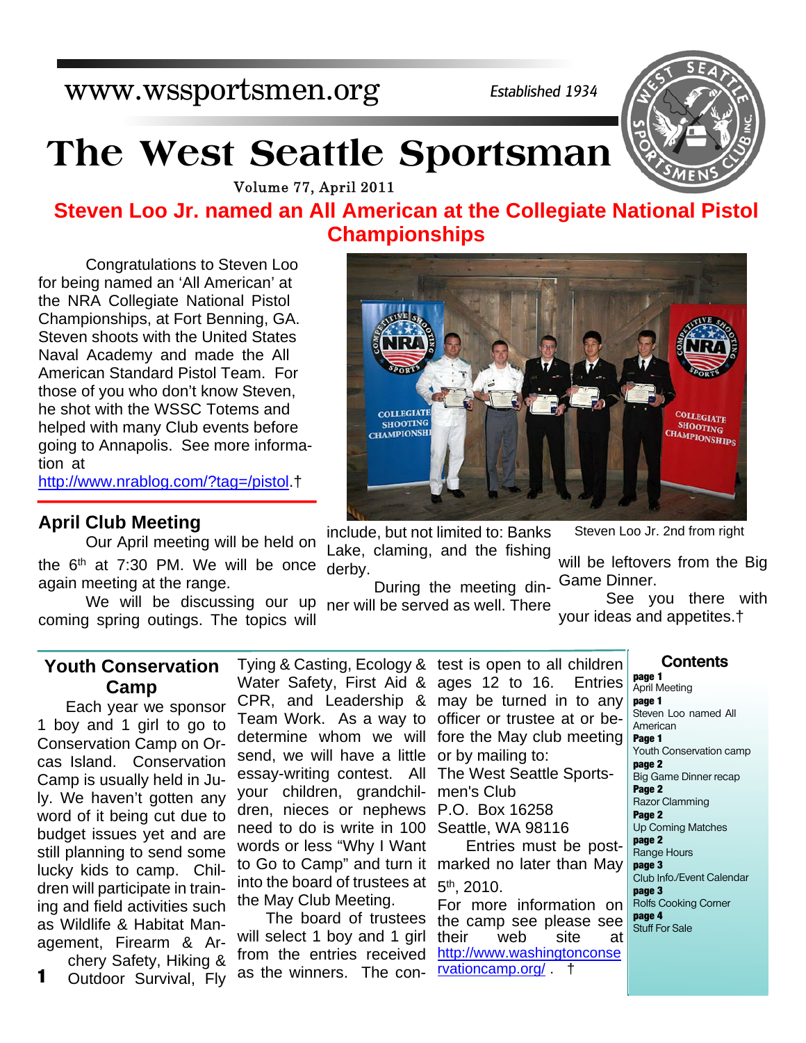www.wssportsmen.org

*Established 1934*

# The West Seattle Sportsman

Volume 77, April 2011

## Steven Loo Jr. named an All American at the Collegiate National Pistol Championships

Congratulations to Steven Loo for being named an 'All American' at the NRA Collegiate National Pistol Championships, at Fort Benning, GA. Steven shoots with the United States Naval Academy and made the All American Standard Pistol Team. For those of you who don't know Steven, he shot with the WSSC Totems and helped with many Club events before going to Annapolis. See more information at http://www.nrablog.com/?tag=/pistol.†

Steven Loo Jr. 2nd from right

## April Club Meeting

Our April meeting will be held on the 6th at 7:30 PM. We will be once again meeting at the range.

We will be discussing our up coming spring outings. The topics will include, but not limited to: Banks Lake, claming, and the fishing derby.

During the meeting dinner will be served as well. There will be leftovers from the Big Game Dinner.

See you there with your ideas and appetites.†

## Youth Conservation Camp

Each year we sponsor 1 boy and 1 girl to go to Conservation Camp on Orcas Island. Conservation Camp is usually held in July. We haven't gotten any word of it being cut due to budget issues yet and are still planning to send some lucky kids to camp. Children will participate in training and field activities such as Wildlife & Habitat Management, Firearm & Archery Safety, Hiking & Outdoor Survival, Fly Tying & Casting, Ecology & Water Safety, First Aid & CPR, and Leadership & Team Work. As a way to determine whom we will send, we will have a little essay-writing contest. All your children, grandchildren, nieces or nephews need to do is write in 100 words or less "Why I Want to Go to Camp" and turn it into the board of trustees at the May Club Meeting.

The board of trustees will select 1 boy and 1 girl from the entries received as the winners. The contest is open to all children ages 12 to 16. Entries may be turned in to any officer or trustee at or before the May club meeting or by mailing to:

The West Seattle Sportsmen's Club
P.O. Box 16258
Seattle, WA 98116

Entries must be postmarked no later than May 5th, 2010.

For more information on the camp see please see their web site at http://www.washingtonconservationcamp.org/ . †

### Contents

**page 1** April Meeting
**page 1** Steven Loo named All American
**Page 1** Youth Conservation camp
**page 2** Big Game Dinner recap
**Page 2** Razor Clamming
**Page 2** Up Coming Matches
**page 2** Range Hours
**page 3** Club Info./Event Calendar
**page 3** Rolfs Cooking Corner
**page 4** Stuff For Sale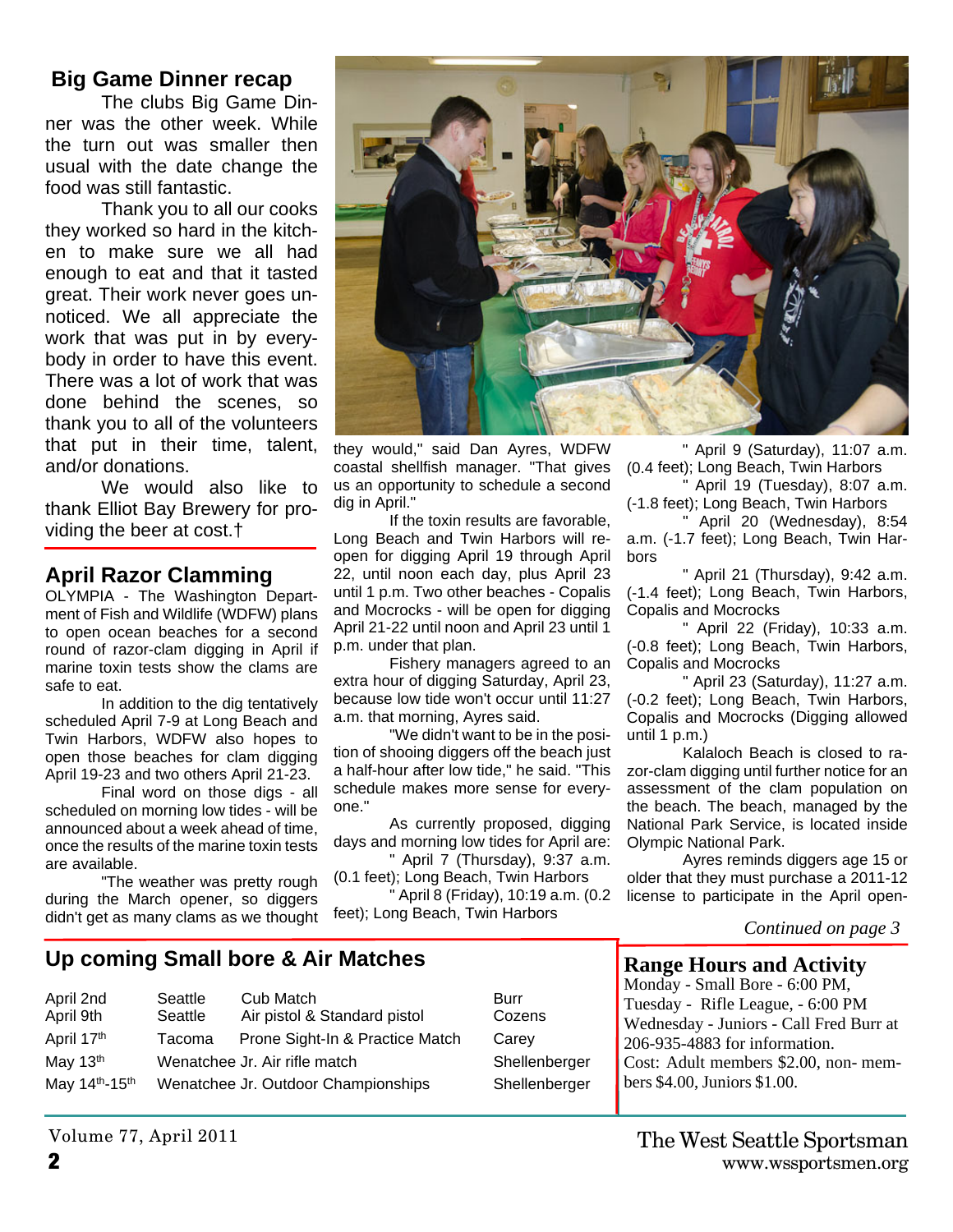## Big Game Dinner recap

The clubs Big Game Dinner was the other week. While the turn out was smaller then usual with the date change the food was still fantastic.

Thank you to all our cooks they worked so hard in the kitchen to make sure we all had enough to eat and that it tasted great. Their work never goes unnoticed. We all appreciate the work that was put in by everybody in order to have this event. There was a lot of work that was done behind the scenes, so thank you to all of the volunteers that put in their time, talent, and/or donations.

We would also like to thank Elliot Bay Brewery for providing the beer at cost.†

## April Razor Clamming

OLYMPIA - The Washington Department of Fish and Wildlife (WDFW) plans to open ocean beaches for a second round of razor-clam digging in April if marine toxin tests show the clams are safe to eat.

In addition to the dig tentatively scheduled April 7-9 at Long Beach and Twin Harbors, WDFW also hopes to open those beaches for clam digging April 19-23 and two others April 21-23.

Final word on those digs - all scheduled on morning low tides - will be announced about a week ahead of time, once the results of the marine toxin tests are available.

"The weather was pretty rough during the March opener, so diggers didn't get as many clams as we thought they would," said Dan Ayres, WDFW coastal shellfish manager. "That gives us an opportunity to schedule a second dig in April."

If the toxin results are favorable, Long Beach and Twin Harbors will reopen for digging April 19 through April 22, until noon each day, plus April 23 until 1 p.m. Two other beaches - Copalis and Mocrocks - will be open for digging April 21-22 until noon and April 23 until 1 p.m. under that plan.

Fishery managers agreed to an extra hour of digging Saturday, April 23, because low tide won't occur until 11:27 a.m. that morning, Ayres said.

"We didn't want to be in the position of shooing diggers off the beach just a half-hour after low tide," he said. "This schedule makes more sense for everyone."

As currently proposed, digging days and morning low tides for April are:

" April 7 (Thursday), 9:37 a.m. (0.1 feet); Long Beach, Twin Harbors

" April 8 (Friday), 10:19 a.m. (0.2 feet); Long Beach, Twin Harbors

" April 9 (Saturday), 11:07 a.m. (0.4 feet); Long Beach, Twin Harbors

" April 19 (Tuesday), 8:07 a.m. (-1.8 feet); Long Beach, Twin Harbors

" April 20 (Wednesday), 8:54 a.m. (-1.7 feet); Long Beach, Twin Harbors

" April 21 (Thursday), 9:42 a.m. (-1.4 feet); Long Beach, Twin Harbors, Copalis and Mocrocks

" April 22 (Friday), 10:33 a.m. (-0.8 feet); Long Beach, Twin Harbors, Copalis and Mocrocks

" April 23 (Saturday), 11:27 a.m. (-0.2 feet); Long Beach, Twin Harbors, Copalis and Mocrocks (Digging allowed until 1 p.m.)

Kalaloch Beach is closed to razor-clam digging until further notice for an assessment of the clam population on the beach. The beach, managed by the National Park Service, is located inside Olympic National Park.

Ayres reminds diggers age 15 or older that they must purchase a 2011-12 license to participate in the April open-

*Continued on page 3*

## Up coming Small bore & Air Matches

| | | | |
|---|---|---|---|
| April 2nd | Seattle | Cub Match | Burr |
| April 9th | Seattle | Air pistol & Standard pistol | Cozens |
| April 17th | Tacoma | Prone Sight-In & Practice Match | Carey |
| May 13th | Wenatchee Jr. Air rifle match | | Shellenberger |
| May 14th-15th | Wenatchee Jr. Outdoor Championships | | Shellenberger |

## Range Hours and Activity

Monday - Small Bore - 6:00 PM,
Tuesday - Rifle League, - 6:00 PM
Wednesday - Juniors - Call Fred Burr at 206-935-4883 for information.
Cost: Adult members $2.00, non- members $4.00, Juniors $1.00.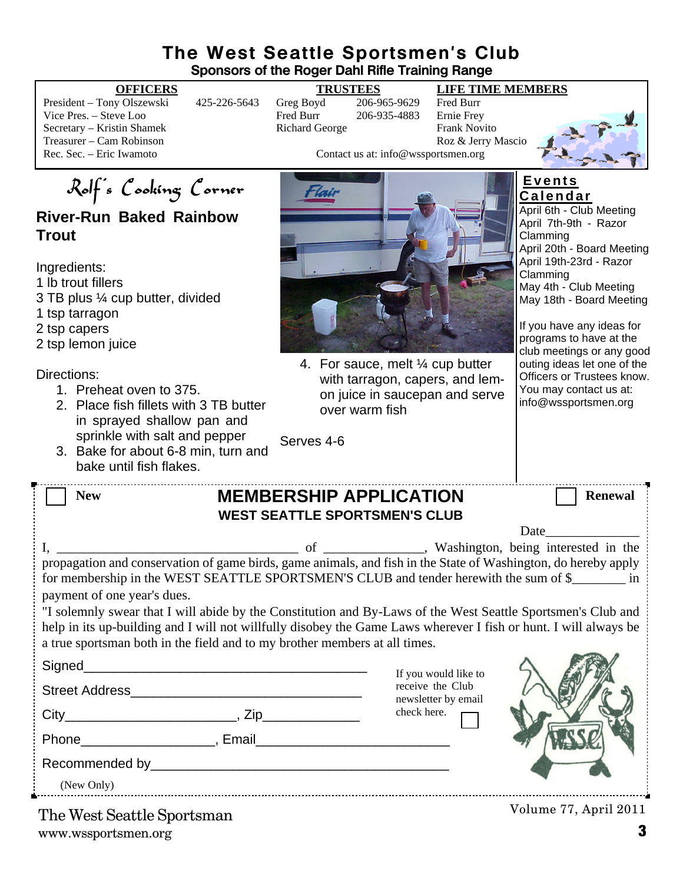# The West Seattle Sportsmen's Club

**Sponsors of the Roger Dahl Rifle Training Range**

| OFFICERS | | TRUSTEES | | LIFE TIME MEMBERS |
|---|---|---|---|---|
| President – Tony Olszewski | 425-226-5643 | Greg Boyd | 206-965-9629 | Fred Burr |
| Vice Pres. – Steve Loo | | Fred Burr | 206-935-4883 | Ernie Frey |
| Secretary – Kristin Shamek | | Richard George | | Frank Novito |
| Treasurer – Cam Robinson | | | | Roz & Jerry Mascio |
| Rec. Sec. – Eric Iwamoto | | | | |

Contact us at: info@wssportsmen.org

## Rolf's Cooking Corner

### River-Run Baked Rainbow Trout

Ingredients:
1 lb trout fillers
3 TB plus ¼ cup butter, divided
1 tsp tarragon
2 tsp capers
2 tsp lemon juice

Directions:
1. Preheat oven to 375.
2. Place fish fillets with 3 TB butter in sprayed shallow pan and sprinkle with salt and pepper
3. Bake for about 6-8 min, turn and bake until fish flakes.
4. For sauce, melt ¼ cup butter with tarragon, capers, and lemon juice in saucepan and serve over warm fish

Serves 4-6

## Events Calendar

April 6th - Club Meeting
April 7th-9th - Razor Clamming
April 20th - Board Meeting
April 19th-23rd - Razor Clamming
May 4th - Club Meeting
May 18th - Board Meeting

If you have any ideas for programs to have at the club meetings or any good outing ideas let one of the Officers or Trustees know. You may contact us at: info@wssportsmen.org

---

☐ **New** ☐ **Renewal**

## MEMBERSHIP APPLICATION
### WEST SEATTLE SPORTSMEN'S CLUB

Date______________

I, ____________________________________ of _______________, Washington, being interested in the propagation and conservation of game birds, game animals, and fish in the State of Washington, do hereby apply for membership in the WEST SEATTLE SPORTSMEN'S CLUB and tender herewith the sum of $________ in payment of one year's dues.

"I solemnly swear that I will abide by the Constitution and By-Laws of the West Seattle Sportsmen's Club and help in its up-building and I will not willfully disobey the Game Laws wherever I fish or hunt. I will always be a true sportsman both in the field and to my brother members at all times.

Signed_______________________________________

Street Address________________________________

City_______________________, Zip_____________

Phone__________________, Email__________________________

Recommended by________________________________________

(New Only)

If you would like to receive the Club newsletter by email check here. ☐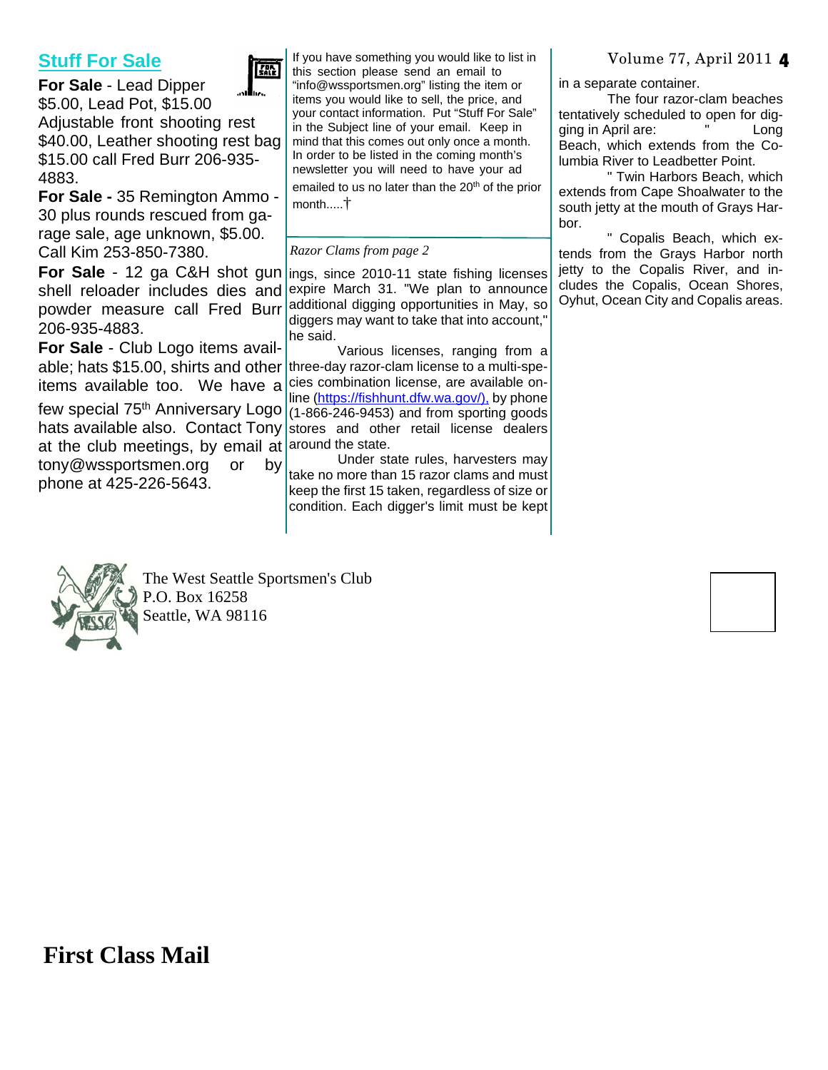## Stuff For Sale

**For Sale** - Lead Dipper $5.00, Lead Pot, $15.00 Adjustable front shooting rest $40.00, Leather shooting rest bag $15.00 call Fred Burr 206-935-4883.

**For Sale -** 35 Remington Ammo - 30 plus rounds rescued from garage sale, age unknown, $5.00. Call Kim 253-850-7380.

**For Sale** - 12 ga C&H shot gun shell reloader includes dies and powder measure call Fred Burr 206-935-4883.

**For Sale** - Club Logo items available; hats $15.00, shirts and other items available too. We have a few special 75th Anniversary Logo hats available also. Contact Tony at the club meetings, by email at tony@wssportsmen.org or by phone at 425-226-5643.

If you have something you would like to list in this section please send an email to "info@wssportsmen.org" listing the item or items you would like to sell, the price, and your contact information. Put "Stuff For Sale" in the Subject line of your email. Keep in mind that this comes out only once a month. In order to be listed in the coming month's newsletter you will need to have your ad emailed to us no later than the 20th of the prior month.....†

*Razor Clams from page 2*

ings, since 2010-11 state fishing licenses expire March 31. "We plan to announce additional digging opportunities in May, so diggers may want to take that into account," he said.

Various licenses, ranging from a three-day razor-clam license to a multi-species combination license, are available online (https://fishhunt.dfw.wa.gov/), by phone (1-866-246-9453) and from sporting goods stores and other retail license dealers around the state.

Under state rules, harvesters may take no more than 15 razor clams and must keep the first 15 taken, regardless of size or condition. Each digger's limit must be kept in a separate container.

The four razor-clam beaches tentatively scheduled to open for digging in April are: " Long Beach, which extends from the Columbia River to Leadbetter Point.

" Twin Harbors Beach, which extends from Cape Shoalwater to the south jetty at the mouth of Grays Harbor.

" Copalis Beach, which extends from the Grays Harbor north jetty to the Copalis River, and includes the Copalis, Ocean Shores, Oyhut, Ocean City and Copalis areas.

The West Seattle Sportsmen's Club
P.O. Box 16258
Seattle, WA 98116

**First Class Mail**